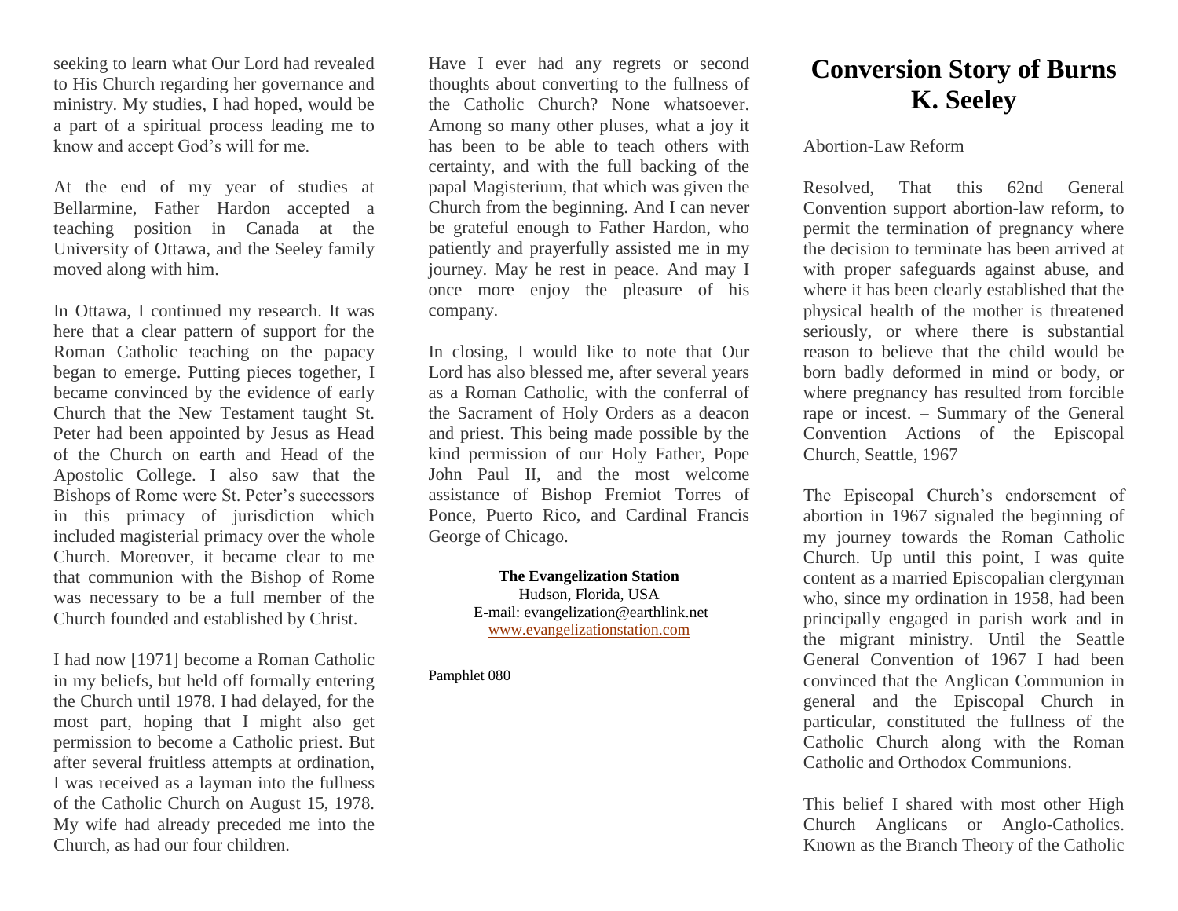seeking to learn what Our Lord had revealed to His Church regarding her governance and ministry. My studies, I had hoped, would be a part of a spiritual process leading me to know and accept God's will for me.

At the end of my year of studies at Bellarmine, Father Hardon accepted a teaching position in Canada at the University of Ottawa, and the Seeley family moved along with him.

In Ottawa, I continued my research. It was here that a clear pattern of support for the Roman Catholic teaching on the papacy began to emerge. Putting pieces together, I became convinced by the evidence of early Church that the New Testament taught St. Peter had been appointed by Jesus as Head of the Church on earth and Head of the Apostolic College. I also saw that the Bishops of Rome were St. Peter's successors in this primacy of jurisdiction which included magisterial primacy over the whole Church. Moreover, it became clear to me that communion with the Bishop of Rome was necessary to be a full member of the Church founded and established by Christ.

I had now [1971] become a Roman Catholic in my beliefs, but held off formally entering the Church until 1978. I had delayed, for the most part, hoping that I might also get permission to become a Catholic priest. But after several fruitless attempts at ordination, I was received as a layman into the fullness of the Catholic Church on August 15, 1978. My wife had already preceded me into the Church, as had our four children.

Have I ever had any regrets or second thoughts about converting to the fullness of the Catholic Church? None whatsoever. Among so many other pluses, what a joy it has been to be able to teach others with certainty, and with the full backing of the papal Magisterium, that which was given the Church from the beginning. And I can never be grateful enough to Father Hardon, who patiently and prayerfully assisted me in my journey. May he rest in peace. And may I once more enjoy the pleasure of his company.

In closing, I would like to note that Our Lord has also blessed me, after several years as a Roman Catholic, with the conferral of the Sacrament of Holy Orders as a deacon and priest. This being made possible by the kind permission of our Holy Father, Pope John Paul II, and the most welcome assistance of Bishop Fremiot Torres of Ponce, Puerto Rico, and Cardinal Francis George of Chicago.

**The Evangelization Station**
Hudson, Florida, USA
E-mail: evangelization@earthlink.net
www.evangelizationstation.com

Pamphlet 080

# Conversion Story of Burns K. Seeley

Abortion-Law Reform

Resolved, That this 62nd General Convention support abortion-law reform, to permit the termination of pregnancy where the decision to terminate has been arrived at with proper safeguards against abuse, and where it has been clearly established that the physical health of the mother is threatened seriously, or where there is substantial reason to believe that the child would be born badly deformed in mind or body, or where pregnancy has resulted from forcible rape or incest. – Summary of the General Convention Actions of the Episcopal Church, Seattle, 1967

The Episcopal Church's endorsement of abortion in 1967 signaled the beginning of my journey towards the Roman Catholic Church. Up until this point, I was quite content as a married Episcopalian clergyman who, since my ordination in 1958, had been principally engaged in parish work and in the migrant ministry. Until the Seattle General Convention of 1967 I had been convinced that the Anglican Communion in general and the Episcopal Church in particular, constituted the fullness of the Catholic Church along with the Roman Catholic and Orthodox Communions.

This belief I shared with most other High Church Anglicans or Anglo-Catholics. Known as the Branch Theory of the Catholic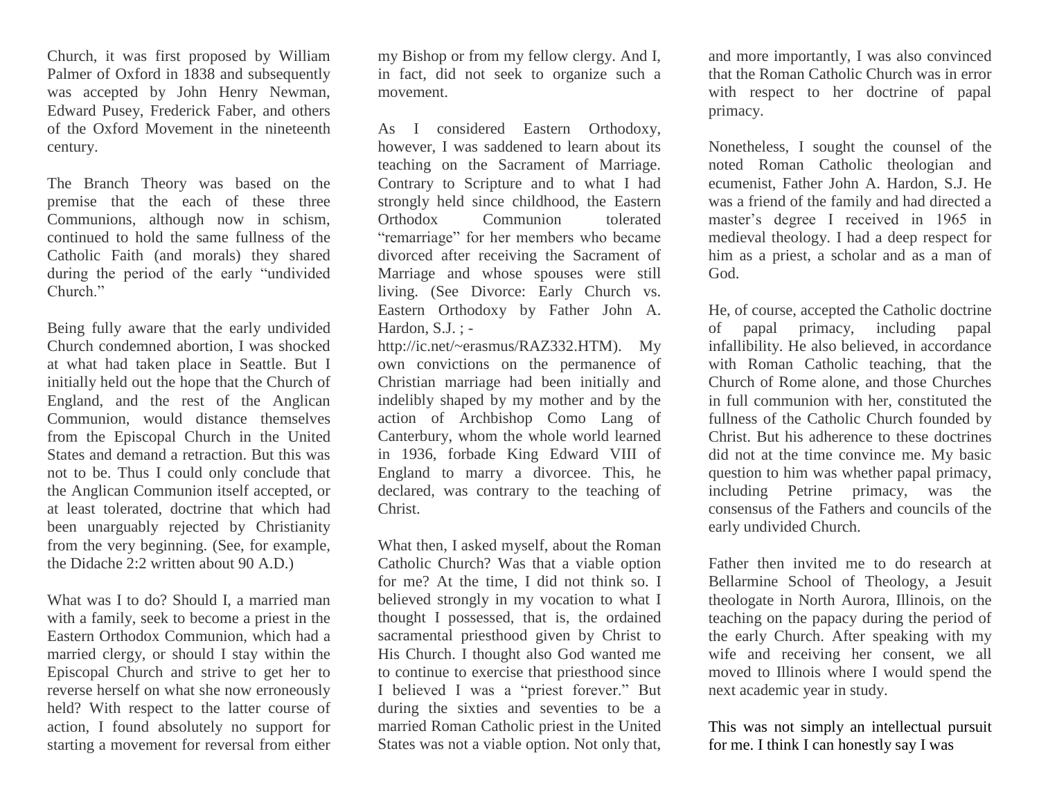Church, it was first proposed by William Palmer of Oxford in 1838 and subsequently was accepted by John Henry Newman, Edward Pusey, Frederick Faber, and others of the Oxford Movement in the nineteenth century.

The Branch Theory was based on the premise that the each of these three Communions, although now in schism, continued to hold the same fullness of the Catholic Faith (and morals) they shared during the period of the early "undivided Church."

Being fully aware that the early undivided Church condemned abortion, I was shocked at what had taken place in Seattle. But I initially held out the hope that the Church of England, and the rest of the Anglican Communion, would distance themselves from the Episcopal Church in the United States and demand a retraction. But this was not to be. Thus I could only conclude that the Anglican Communion itself accepted, or at least tolerated, doctrine that which had been unarguably rejected by Christianity from the very beginning. (See, for example, the Didache 2:2 written about 90 A.D.)

What was I to do? Should I, a married man with a family, seek to become a priest in the Eastern Orthodox Communion, which had a married clergy, or should I stay within the Episcopal Church and strive to get her to reverse herself on what she now erroneously held? With respect to the latter course of action, I found absolutely no support for starting a movement for reversal from either my Bishop or from my fellow clergy. And I, in fact, did not seek to organize such a movement.

As I considered Eastern Orthodoxy, however, I was saddened to learn about its teaching on the Sacrament of Marriage. Contrary to Scripture and to what I had strongly held since childhood, the Eastern Orthodox Communion tolerated "remarriage" for her members who became divorced after receiving the Sacrament of Marriage and whose spouses were still living. (See Divorce: Early Church vs. Eastern Orthodoxy by Father John A. Hardon, S.J. ; - http://ic.net/~erasmus/RAZ332.HTM). My own convictions on the permanence of Christian marriage had been initially and indelibly shaped by my mother and by the action of Archbishop Como Lang of Canterbury, whom the whole world learned in 1936, forbade King Edward VIII of England to marry a divorcee. This, he declared, was contrary to the teaching of Christ.

What then, I asked myself, about the Roman Catholic Church? Was that a viable option for me? At the time, I did not think so. I believed strongly in my vocation to what I thought I possessed, that is, the ordained sacramental priesthood given by Christ to His Church. I thought also God wanted me to continue to exercise that priesthood since I believed I was a "priest forever." But during the sixties and seventies to be a married Roman Catholic priest in the United States was not a viable option. Not only that, and more importantly, I was also convinced that the Roman Catholic Church was in error with respect to her doctrine of papal primacy.

Nonetheless, I sought the counsel of the noted Roman Catholic theologian and ecumenist, Father John A. Hardon, S.J. He was a friend of the family and had directed a master's degree I received in 1965 in medieval theology. I had a deep respect for him as a priest, a scholar and as a man of God.

He, of course, accepted the Catholic doctrine of papal primacy, including papal infallibility. He also believed, in accordance with Roman Catholic teaching, that the Church of Rome alone, and those Churches in full communion with her, constituted the fullness of the Catholic Church founded by Christ. But his adherence to these doctrines did not at the time convince me. My basic question to him was whether papal primacy, including Petrine primacy, was the consensus of the Fathers and councils of the early undivided Church.

Father then invited me to do research at Bellarmine School of Theology, a Jesuit theologate in North Aurora, Illinois, on the teaching on the papacy during the period of the early Church. After speaking with my wife and receiving her consent, we all moved to Illinois where I would spend the next academic year in study.

This was not simply an intellectual pursuit for me. I think I can honestly say I was